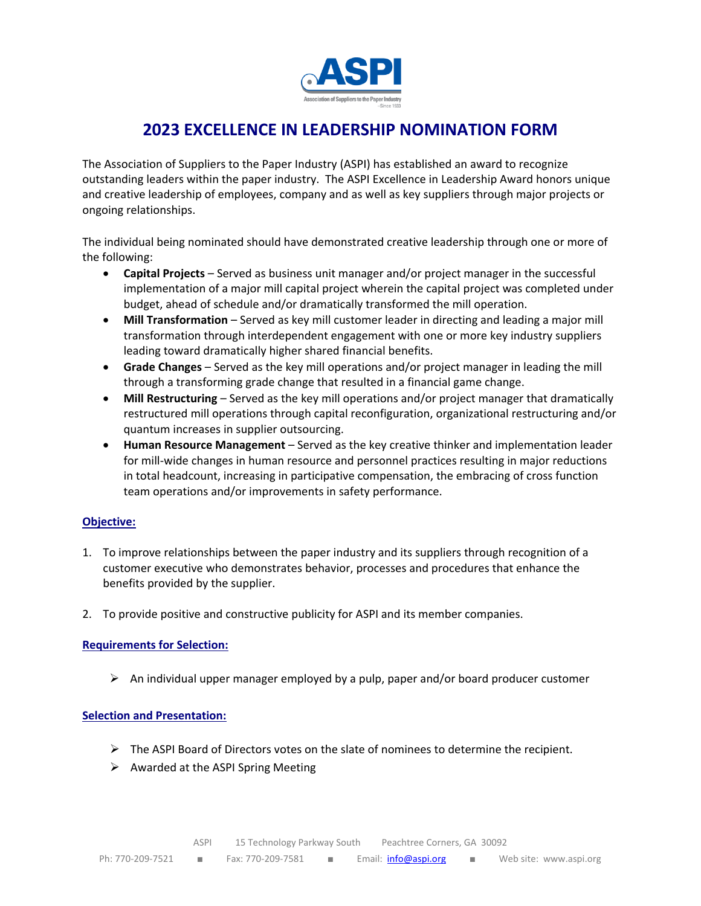# 2023 EXCELLENCE IN LEADERSHIP NOMINATION FORM

The Association of Suppliers to the Paper Industry (ASPI) has established an award to recognize outstanding leaders within the paper industry. The ASPI Excellence in Leadership Award honors unique and creative leadership of employees, company and as well as key suppliers through major projects or ongoing relationships.

The individual being nominated should have demonstrated creative leadership through one or more of the following:

- **Capital Projects** – Served as business unit manager and/or project manager in the successful implementation of a major mill capital project wherein the capital project was completed under budget, ahead of schedule and/or dramatically transformed the mill operation.
- **Mill Transformation** – Served as key mill customer leader in directing and leading a major mill transformation through interdependent engagement with one or more key industry suppliers leading toward dramatically higher shared financial benefits.
- **Grade Changes** – Served as the key mill operations and/or project manager in leading the mill through a transforming grade change that resulted in a financial game change.
- **Mill Restructuring** – Served as the key mill operations and/or project manager that dramatically restructured mill operations through capital reconfiguration, organizational restructuring and/or quantum increases in supplier outsourcing.
- **Human Resource Management** – Served as the key creative thinker and implementation leader for mill-wide changes in human resource and personnel practices resulting in major reductions in total headcount, increasing in participative compensation, the embracing of cross function team operations and/or improvements in safety performance.

## Objective:

1. To improve relationships between the paper industry and its suppliers through recognition of a customer executive who demonstrates behavior, processes and procedures that enhance the benefits provided by the supplier.

2. To provide positive and constructive publicity for ASPI and its member companies.

## Requirements for Selection:

- An individual upper manager employed by a pulp, paper and/or board producer customer

## Selection and Presentation:

- The ASPI Board of Directors votes on the slate of nominees to determine the recipient.
- Awarded at the ASPI Spring Meeting

ASPI 15 Technology Parkway South Peachtree Corners, GA 30092

Ph: 770-209-7521 ■ Fax: 770-209-7581 ■ Email: info@aspi.org ■ Web site: www.aspi.org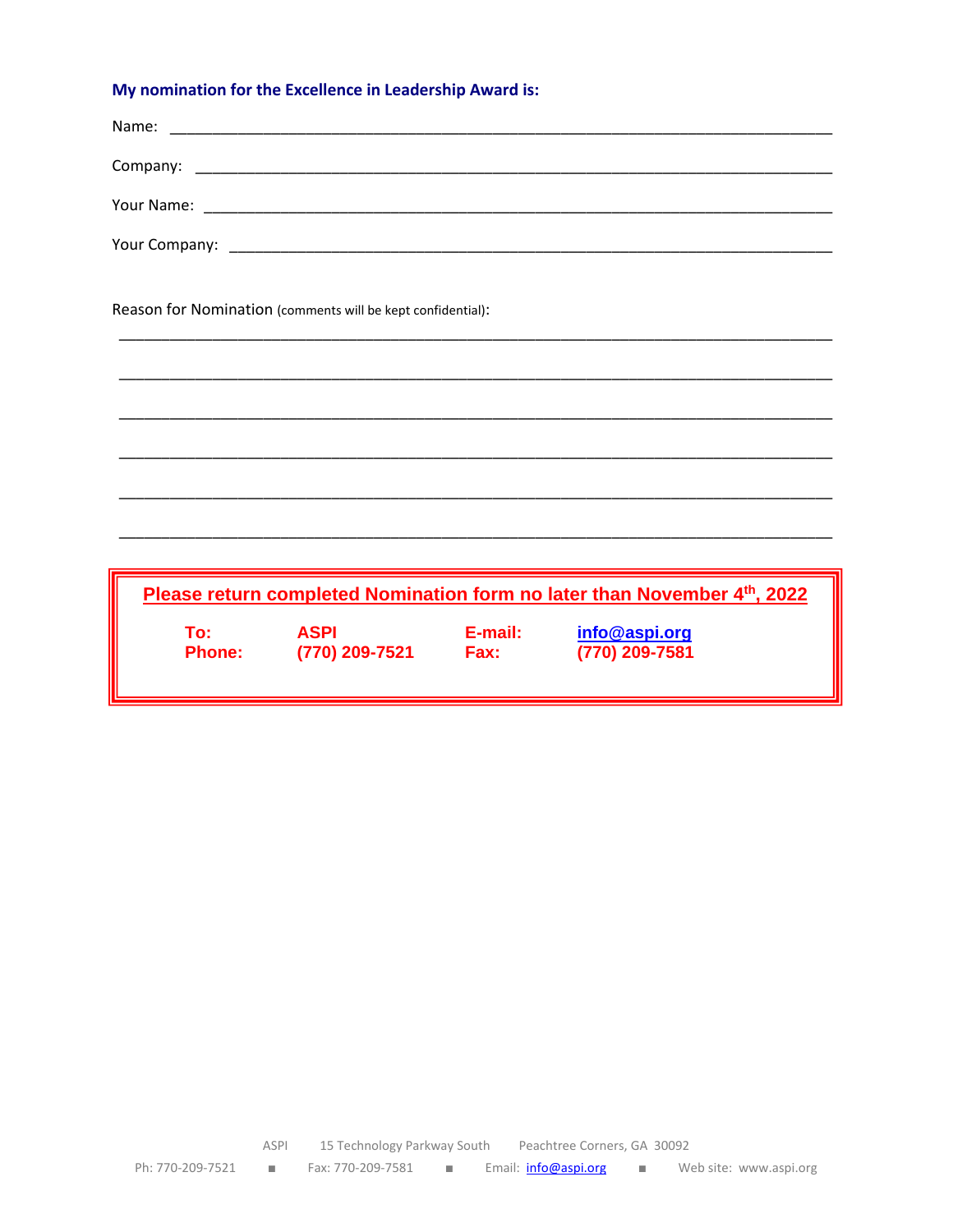**My nomination for the Excellence in Leadership Award is:**

Name: ______________________________________________________________________

Company: ____________________________________________________________________

Your Name: __________________________________________________________________

Your Company: _______________________________________________________________

Reason for Nomination (comments will be kept confidential):

______________________________________________________________________________

______________________________________________________________________________

______________________________________________________________________________

______________________________________________________________________________

______________________________________________________________________________

______________________________________________________________________________

**Please return completed Nomination form no later than November 4th, 2022**

| | | | |
|---|---|---|---|
| **To:** | **ASPI** | **E-mail:** | **info@aspi.org** |
| **Phone:** | **(770) 209-7521** | **Fax:** | **(770) 209-7581** |

ASPI 15 Technology Parkway South Peachtree Corners, GA 30092

Ph: 770-209-7521 ■ Fax: 770-209-7581 ■ Email: info@aspi.org ■ Web site: www.aspi.org